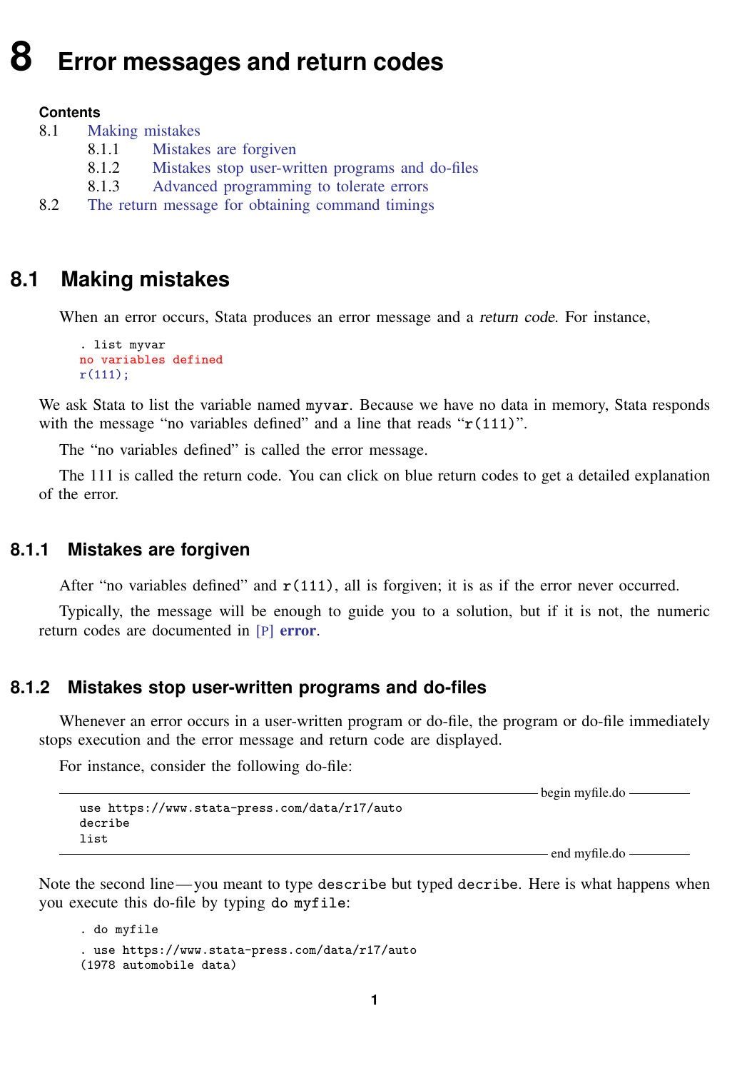# 8 Error messages and return codes

**Contents**

8.1 Making mistakes
 8.1.1 Mistakes are forgiven
 8.1.2 Mistakes stop user-written programs and do-files
 8.1.3 Advanced programming to tolerate errors
8.2 The return message for obtaining command timings

## 8.1 Making mistakes

When an error occurs, Stata produces an error message and a *return code*. For instance,

```
. list myvar
no variables defined
r(111);
```

We ask Stata to list the variable named `myvar`. Because we have no data in memory, Stata responds with the message "no variables defined" and a line that reads "`r(111)`".

The "no variables defined" is called the error message.

The 111 is called the return code. You can click on blue return codes to get a detailed explanation of the error.

### 8.1.1 Mistakes are forgiven

After "no variables defined" and `r(111)`, all is forgiven; it is as if the error never occurred.

Typically, the message will be enough to guide you to a solution, but if it is not, the numeric return codes are documented in [P] **error**.

### 8.1.2 Mistakes stop user-written programs and do-files

Whenever an error occurs in a user-written program or do-file, the program or do-file immediately stops execution and the error message and return code are displayed.

For instance, consider the following do-file:

```
begin myfile.do
use https://www.stata-press.com/data/r17/auto
decribe
list
end myfile.do
```

Note the second line—you meant to type `describe` but typed `decribe`. Here is what happens when you execute this do-file by typing `do myfile`:

```
. do myfile
. use https://www.stata-press.com/data/r17/auto
(1978 automobile data)
```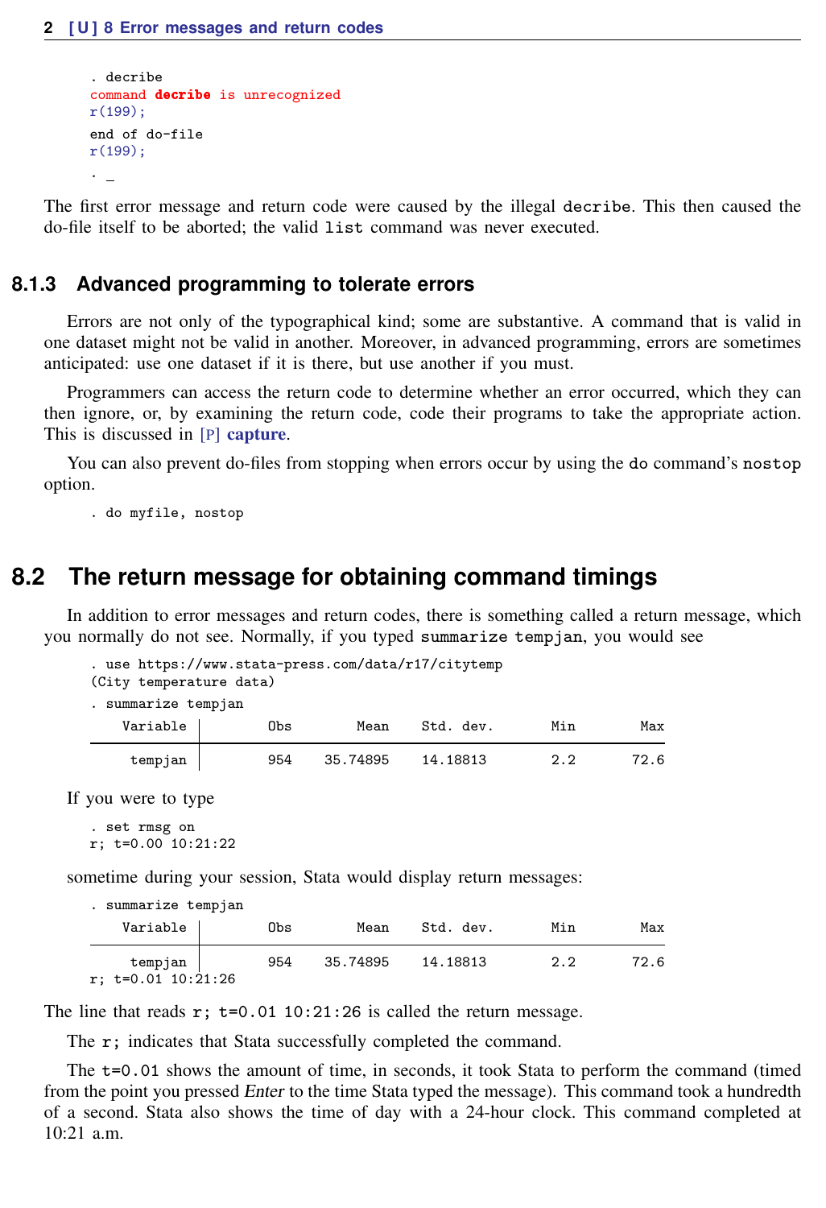```
. decribe
command decribe is unrecognized
r(199);

end of do-file
r(199);

. _
```

The first error message and return code were caused by the illegal `decribe`. This then caused the do-file itself to be aborted; the valid `list` command was never executed.

### 8.1.3 Advanced programming to tolerate errors

Errors are not only of the typographical kind; some are substantive. A command that is valid in one dataset might not be valid in another. Moreover, in advanced programming, errors are sometimes anticipated: use one dataset if it is there, but use another if you must.

Programmers can access the return code to determine whether an error occurred, which they can then ignore, or, by examining the return code, code their programs to take the appropriate action. This is discussed in [P] **capture**.

You can also prevent do-files from stopping when errors occur by using the `do` command's `nostop` option.

```
. do myfile, nostop
```

## 8.2 The return message for obtaining command timings

In addition to error messages and return codes, there is something called a return message, which you normally do not see. Normally, if you typed `summarize tempjan`, you would see

```
. use https://www.stata-press.com/data/r17/citytemp
(City temperature data)

. summarize tempjan

    Variable |        Obs        Mean    Std. dev.       Min        Max
-------------+---------------------------------------------------------
     tempjan |        954    35.74895    14.18813        2.2       72.6
```

If you were to type

```
. set rmsg on
r; t=0.00 10:21:22
```

sometime during your session, Stata would display return messages:

```
. summarize tempjan

    Variable |        Obs        Mean    Std. dev.       Min        Max
-------------+---------------------------------------------------------
     tempjan |        954    35.74895    14.18813        2.2       72.6
r; t=0.01 10:21:26
```

The line that reads `r; t=0.01 10:21:26` is called the return message.

The `r;` indicates that Stata successfully completed the command.

The `t=0.01` shows the amount of time, in seconds, it took Stata to perform the command (timed from the point you pressed *Enter* to the time Stata typed the message). This command took a hundredth of a second. Stata also shows the time of day with a 24-hour clock. This command completed at 10:21 a.m.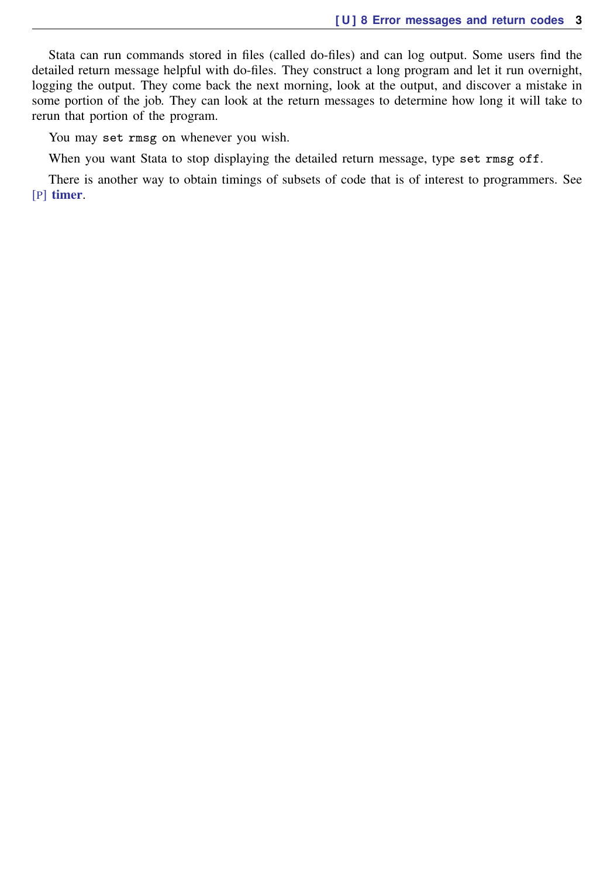Stata can run commands stored in files (called do-files) and can log output. Some users find the detailed return message helpful with do-files. They construct a long program and let it run overnight, logging the output. They come back the next morning, look at the output, and discover a mistake in some portion of the job. They can look at the return messages to determine how long it will take to rerun that portion of the program.

You may `set rmsg on` whenever you wish.

When you want Stata to stop displaying the detailed return message, type `set rmsg off`.

There is another way to obtain timings of subsets of code that is of interest to programmers. See [P] **timer**.